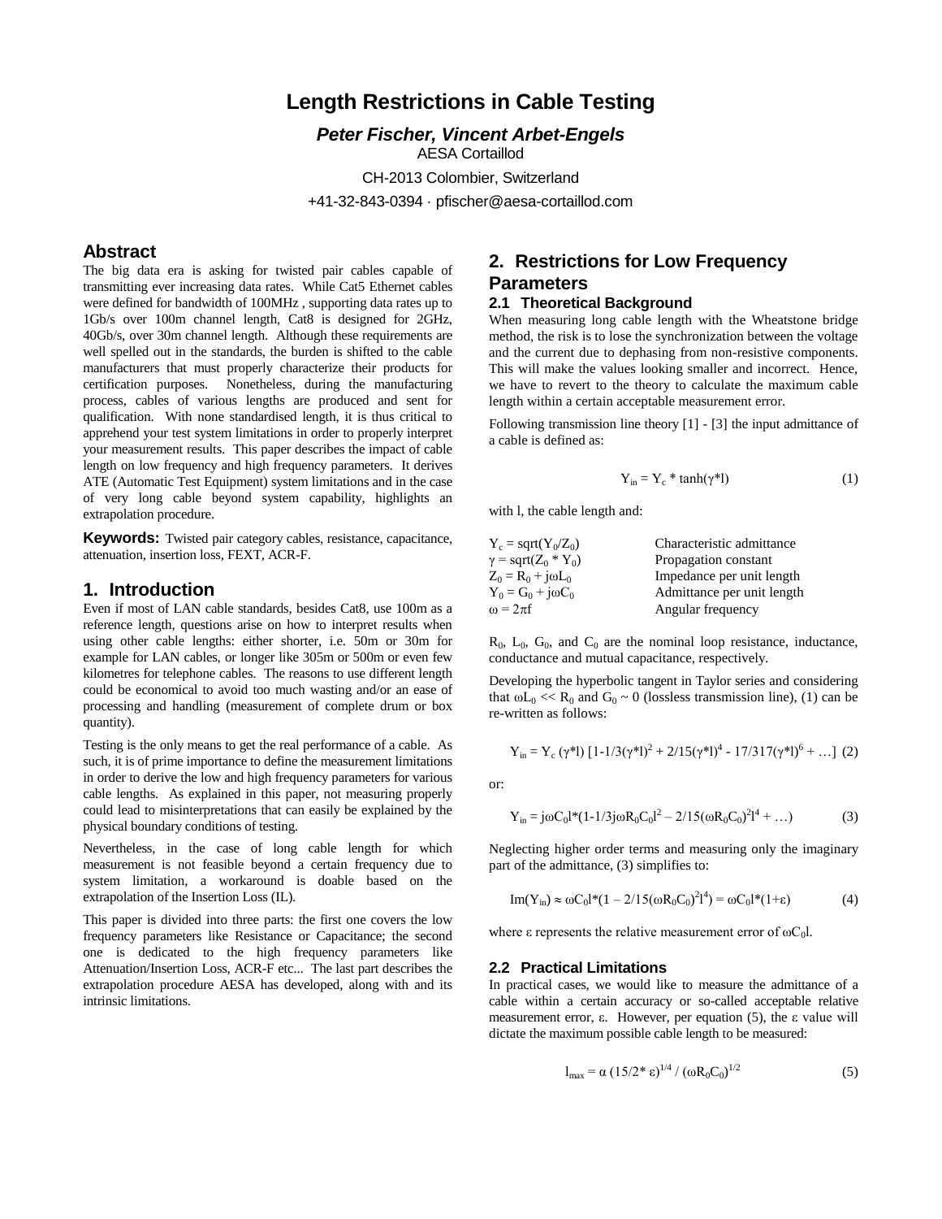# Length Restrictions in Cable Testing

***Peter Fischer, Vincent Arbet-Engels***

AESA Cortaillod

CH-2013 Colombier, Switzerland

+41-32-843-0394 · pfischer@aesa-cortaillod.com

## Abstract

The big data era is asking for twisted pair cables capable of transmitting ever increasing data rates. While Cat5 Ethernet cables were defined for bandwidth of 100MHz , supporting data rates up to 1Gb/s over 100m channel length, Cat8 is designed for 2GHz, 40Gb/s, over 30m channel length. Although these requirements are well spelled out in the standards, the burden is shifted to the cable manufacturers that must properly characterize their products for certification purposes. Nonetheless, during the manufacturing process, cables of various lengths are produced and sent for qualification. With none standardised length, it is thus critical to apprehend your test system limitations in order to properly interpret your measurement results. This paper describes the impact of cable length on low frequency and high frequency parameters. It derives ATE (Automatic Test Equipment) system limitations and in the case of very long cable beyond system capability, highlights an extrapolation procedure.

**Keywords:** Twisted pair category cables, resistance, capacitance, attenuation, insertion loss, FEXT, ACR-F.

## 1. Introduction

Even if most of LAN cable standards, besides Cat8, use 100m as a reference length, questions arise on how to interpret results when using other cable lengths: either shorter, i.e. 50m or 30m for example for LAN cables, or longer like 305m or 500m or even few kilometres for telephone cables. The reasons to use different length could be economical to avoid too much wasting and/or an ease of processing and handling (measurement of complete drum or box quantity).

Testing is the only means to get the real performance of a cable. As such, it is of prime importance to define the measurement limitations in order to derive the low and high frequency parameters for various cable lengths. As explained in this paper, not measuring properly could lead to misinterpretations that can easily be explained by the physical boundary conditions of testing.

Nevertheless, in the case of long cable length for which measurement is not feasible beyond a certain frequency due to system limitation, a workaround is doable based on the extrapolation of the Insertion Loss (IL).

This paper is divided into three parts: the first one covers the low frequency parameters like Resistance or Capacitance; the second one is dedicated to the high frequency parameters like Attenuation/Insertion Loss, ACR-F etc... The last part describes the extrapolation procedure AESA has developed, along with and its intrinsic limitations.

## 2. Restrictions for Low Frequency Parameters

### 2.1 Theoretical Background

When measuring long cable length with the Wheatstone bridge method, the risk is to lose the synchronization between the voltage and the current due to dephasing from non-resistive components. This will make the values looking smaller and incorrect. Hence, we have to revert to the theory to calculate the maximum cable length within a certain acceptable measurement error.

Following transmission line theory [1] - [3] the input admittance of a cable is defined as:

$$Y_{in} = Y_c * \tanh(\gamma * l) \tag{1}$$

with l, the cable length and:

| | |
|---|---|
| $Y_c = \text{sqrt}(Y_0/Z_0)$ | Characteristic admittance |
| $\gamma = \text{sqrt}(Z_0 * Y_0)$ | Propagation constant |
| $Z_0 = R_0 + j\omega L_0$ | Impedance per unit length |
| $Y_0 = G_0 + j\omega C_0$ | Admittance per unit length |
| $\omega = 2\pi f$ | Angular frequency |

$R_0$, $L_0$, $G_0$, and $C_0$ are the nominal loop resistance, inductance, conductance and mutual capacitance, respectively.

Developing the hyperbolic tangent in Taylor series and considering that $\omega L_0 << R_0$ and $G_0 \sim 0$ (lossless transmission line), (1) can be re-written as follows:

$$Y_{in} = Y_c\,(\gamma * l)\,[1-1/3(\gamma * l)^2 + 2/15(\gamma * l)^4 - 17/317(\gamma * l)^6 + \ldots] \tag{2}$$

or:

$$Y_{in} = j\omega C_0 l * (1-1/3 j\omega R_0 C_0 l^2 - 2/15(\omega R_0 C_0)^2 l^4 + \ldots) \tag{3}$$

Neglecting higher order terms and measuring only the imaginary part of the admittance, (3) simplifies to:

$$\text{Im}(Y_{in}) \approx \omega C_0 l * (1 - 2/15(\omega R_0 C_0)^2 l^4) = \omega C_0 l * (1+\varepsilon) \tag{4}$$

where ε represents the relative measurement error of $\omega C_0 l$.

### 2.2 Practical Limitations

In practical cases, we would like to measure the admittance of a cable within a certain accuracy or so-called acceptable relative measurement error, ε. However, per equation (5), the ε value will dictate the maximum possible cable length to be measured:

$$l_{max} = \alpha\,(15/2 * \varepsilon)^{1/4} / (\omega R_0 C_0)^{1/2} \tag{5}$$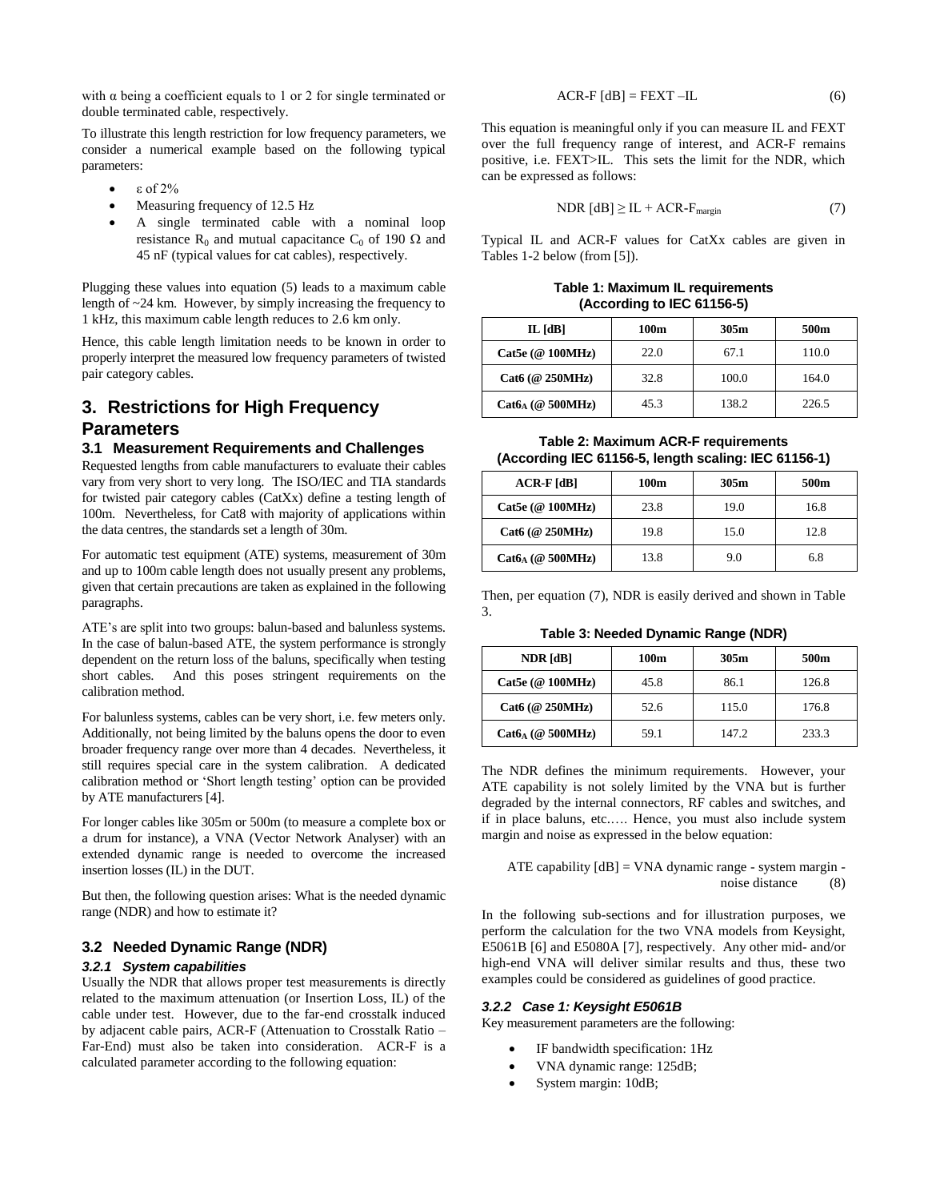with α being a coefficient equals to 1 or 2 for single terminated or double terminated cable, respectively.

To illustrate this length restriction for low frequency parameters, we consider a numerical example based on the following typical parameters:

- ε of 2%
- Measuring frequency of 12.5 Hz
- A single terminated cable with a nominal loop resistance $R_0$ and mutual capacitance $C_0$ of 190 Ω and 45 nF (typical values for cat cables), respectively.

Plugging these values into equation (5) leads to a maximum cable length of ~24 km. However, by simply increasing the frequency to 1 kHz, this maximum cable length reduces to 2.6 km only.

Hence, this cable length limitation needs to be known in order to properly interpret the measured low frequency parameters of twisted pair category cables.

# 3. Restrictions for High Frequency Parameters

## 3.1 Measurement Requirements and Challenges

Requested lengths from cable manufacturers to evaluate their cables vary from very short to very long. The ISO/IEC and TIA standards for twisted pair category cables (CatXx) define a testing length of 100m. Nevertheless, for Cat8 with majority of applications within the data centres, the standards set a length of 30m.

For automatic test equipment (ATE) systems, measurement of 30m and up to 100m cable length does not usually present any problems, given that certain precautions are taken as explained in the following paragraphs.

ATE's are split into two groups: balun-based and balunless systems. In the case of balun-based ATE, the system performance is strongly dependent on the return loss of the baluns, specifically when testing short cables. And this poses stringent requirements on the calibration method.

For balunless systems, cables can be very short, i.e. few meters only. Additionally, not being limited by the baluns opens the door to even broader frequency range over more than 4 decades. Nevertheless, it still requires special care in the system calibration. A dedicated calibration method or 'Short length testing' option can be provided by ATE manufacturers [4].

For longer cables like 305m or 500m (to measure a complete box or a drum for instance), a VNA (Vector Network Analyser) with an extended dynamic range is needed to overcome the increased insertion losses (IL) in the DUT.

But then, the following question arises: What is the needed dynamic range (NDR) and how to estimate it?

## 3.2 Needed Dynamic Range (NDR)

### 3.2.1 System capabilities

Usually the NDR that allows proper test measurements is directly related to the maximum attenuation (or Insertion Loss, IL) of the cable under test. However, due to the far-end crosstalk induced by adjacent cable pairs, ACR-F (Attenuation to Crosstalk Ratio – Far-End) must also be taken into consideration. ACR-F is a calculated parameter according to the following equation:

$$\text{ACR-F [dB]} = \text{FEXT} - \text{IL} \tag{6}$$

This equation is meaningful only if you can measure IL and FEXT over the full frequency range of interest, and ACR-F remains positive, i.e. FEXT>IL. This sets the limit for the NDR, which can be expressed as follows:

$$\text{NDR [dB]} \geq \text{IL} + \text{ACR-F}_{\text{margin}} \tag{7}$$

Typical IL and ACR-F values for CatXx cables are given in Tables 1-2 below (from [5]).

**Table 1: Maximum IL requirements (According to IEC 61156-5)**

| IL [dB] | 100m | 305m | 500m |
|---|---|---|---|
| Cat5e (@ 100MHz) | 22.0 | 67.1 | 110.0 |
| Cat6 (@ 250MHz) | 32.8 | 100.0 | 164.0 |
| $\text{Cat6}_\text{A}$ (@ 500MHz) | 45.3 | 138.2 | 226.5 |

**Table 2: Maximum ACR-F requirements (According IEC 61156-5, length scaling: IEC 61156-1)**

| ACR-F [dB] | 100m | 305m | 500m |
|---|---|---|---|
| Cat5e (@ 100MHz) | 23.8 | 19.0 | 16.8 |
| Cat6 (@ 250MHz) | 19.8 | 15.0 | 12.8 |
| $\text{Cat6}_\text{A}$ (@ 500MHz) | 13.8 | 9.0 | 6.8 |

Then, per equation (7), NDR is easily derived and shown in Table 3.

**Table 3: Needed Dynamic Range (NDR)**

| NDR [dB] | 100m | 305m | 500m |
|---|---|---|---|
| Cat5e (@ 100MHz) | 45.8 | 86.1 | 126.8 |
| Cat6 (@ 250MHz) | 52.6 | 115.0 | 176.8 |
| $\text{Cat6}_\text{A}$ (@ 500MHz) | 59.1 | 147.2 | 233.3 |

The NDR defines the minimum requirements. However, your ATE capability is not solely limited by the VNA but is further degraded by the internal connectors, RF cables and switches, and if in place baluns, etc.…. Hence, you must also include system margin and noise as expressed in the below equation:

$$\text{ATE capability [dB]} = \text{VNA dynamic range} - \text{system margin} - \text{noise distance} \tag{8}$$

In the following sub-sections and for illustration purposes, we perform the calculation for the two VNA models from Keysight, E5061B [6] and E5080A [7], respectively. Any other mid- and/or high-end VNA will deliver similar results and thus, these two examples could be considered as guidelines of good practice.

### 3.2.2 Case 1: Keysight E5061B

Key measurement parameters are the following:

- IF bandwidth specification: 1Hz
- VNA dynamic range: 125dB;
- System margin: 10dB;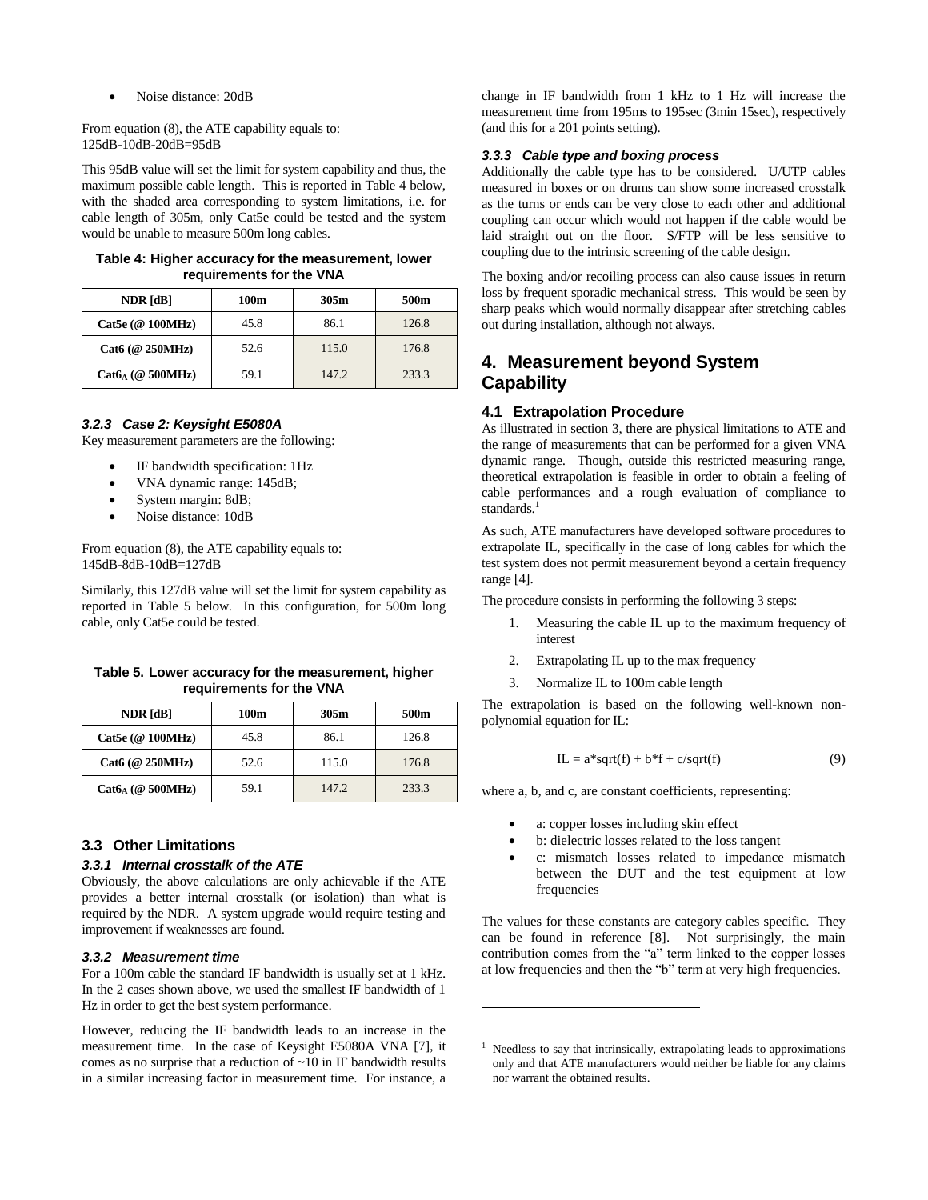- Noise distance: 20dB

From equation (8), the ATE capability equals to:
125dB-10dB-20dB=95dB

This 95dB value will set the limit for system capability and thus, the maximum possible cable length. This is reported in Table 4 below, with the shaded area corresponding to system limitations, i.e. for cable length of 305m, only Cat5e could be tested and the system would be unable to measure 500m long cables.

**Table 4: Higher accuracy for the measurement, lower requirements for the VNA**

| NDR [dB] | 100m | 305m | 500m |
|---|---|---|---|
| Cat5e (@ 100MHz) | 45.8 | 86.1 | 126.8 |
| Cat6 (@ 250MHz) | 52.6 | 115.0 | 176.8 |
| $Cat6_A$ (@ 500MHz) | 59.1 | 147.2 | 233.3 |

#### 3.2.3 Case 2: Keysight E5080A

Key measurement parameters are the following:

- IF bandwidth specification: 1Hz
- VNA dynamic range: 145dB;
- System margin: 8dB;
- Noise distance: 10dB

From equation (8), the ATE capability equals to:
145dB-8dB-10dB=127dB

Similarly, this 127dB value will set the limit for system capability as reported in Table 5 below. In this configuration, for 500m long cable, only Cat5e could be tested.

**Table 5. Lower accuracy for the measurement, higher requirements for the VNA**

| NDR [dB] | 100m | 305m | 500m |
|---|---|---|---|
| Cat5e (@ 100MHz) | 45.8 | 86.1 | 126.8 |
| Cat6 (@ 250MHz) | 52.6 | 115.0 | 176.8 |
| $Cat6_A$ (@ 500MHz) | 59.1 | 147.2 | 233.3 |

### 3.3 Other Limitations

#### 3.3.1 Internal crosstalk of the ATE

Obviously, the above calculations are only achievable if the ATE provides a better internal crosstalk (or isolation) than what is required by the NDR. A system upgrade would require testing and improvement if weaknesses are found.

#### 3.3.2 Measurement time

For a 100m cable the standard IF bandwidth is usually set at 1 kHz. In the 2 cases shown above, we used the smallest IF bandwidth of 1 Hz in order to get the best system performance.

However, reducing the IF bandwidth leads to an increase in the measurement time. In the case of Keysight E5080A VNA [7], it comes as no surprise that a reduction of ~10 in IF bandwidth results in a similar increasing factor in measurement time. For instance, a change in IF bandwidth from 1 kHz to 1 Hz will increase the measurement time from 195ms to 195sec (3min 15sec), respectively (and this for a 201 points setting).

#### 3.3.3 Cable type and boxing process

Additionally the cable type has to be considered. U/UTP cables measured in boxes or on drums can show some increased crosstalk as the turns or ends can be very close to each other and additional coupling can occur which would not happen if the cable would be laid straight out on the floor. S/FTP will be less sensitive to coupling due to the intrinsic screening of the cable design.

The boxing and/or recoiling process can also cause issues in return loss by frequent sporadic mechanical stress. This would be seen by sharp peaks which would normally disappear after stretching cables out during installation, although not always.

## 4. Measurement beyond System Capability

### 4.1 Extrapolation Procedure

As illustrated in section 3, there are physical limitations to ATE and the range of measurements that can be performed for a given VNA dynamic range. Though, outside this restricted measuring range, theoretical extrapolation is feasible in order to obtain a feeling of cable performances and a rough evaluation of compliance to standards.[1]

As such, ATE manufacturers have developed software procedures to extrapolate IL, specifically in the case of long cables for which the test system does not permit measurement beyond a certain frequency range [4].

The procedure consists in performing the following 3 steps:

1. Measuring the cable IL up to the maximum frequency of interest
2. Extrapolating IL up to the max frequency
3. Normalize IL to 100m cable length

The extrapolation is based on the following well-known non-polynomial equation for IL:

$$IL = a \cdot \sqrt{f} + b \cdot f + c/\sqrt{f} \tag{9}$$

where a, b, and c, are constant coefficients, representing:

- a: copper losses including skin effect
- b: dielectric losses related to the loss tangent
- c: mismatch losses related to impedance mismatch between the DUT and the test equipment at low frequencies

The values for these constants are category cables specific. They can be found in reference [8]. Not surprisingly, the main contribution comes from the "a" term linked to the copper losses at low frequencies and then the "b" term at very high frequencies.

[1] Needless to say that intrinsically, extrapolating leads to approximations only and that ATE manufacturers would neither be liable for any claims nor warrant the obtained results.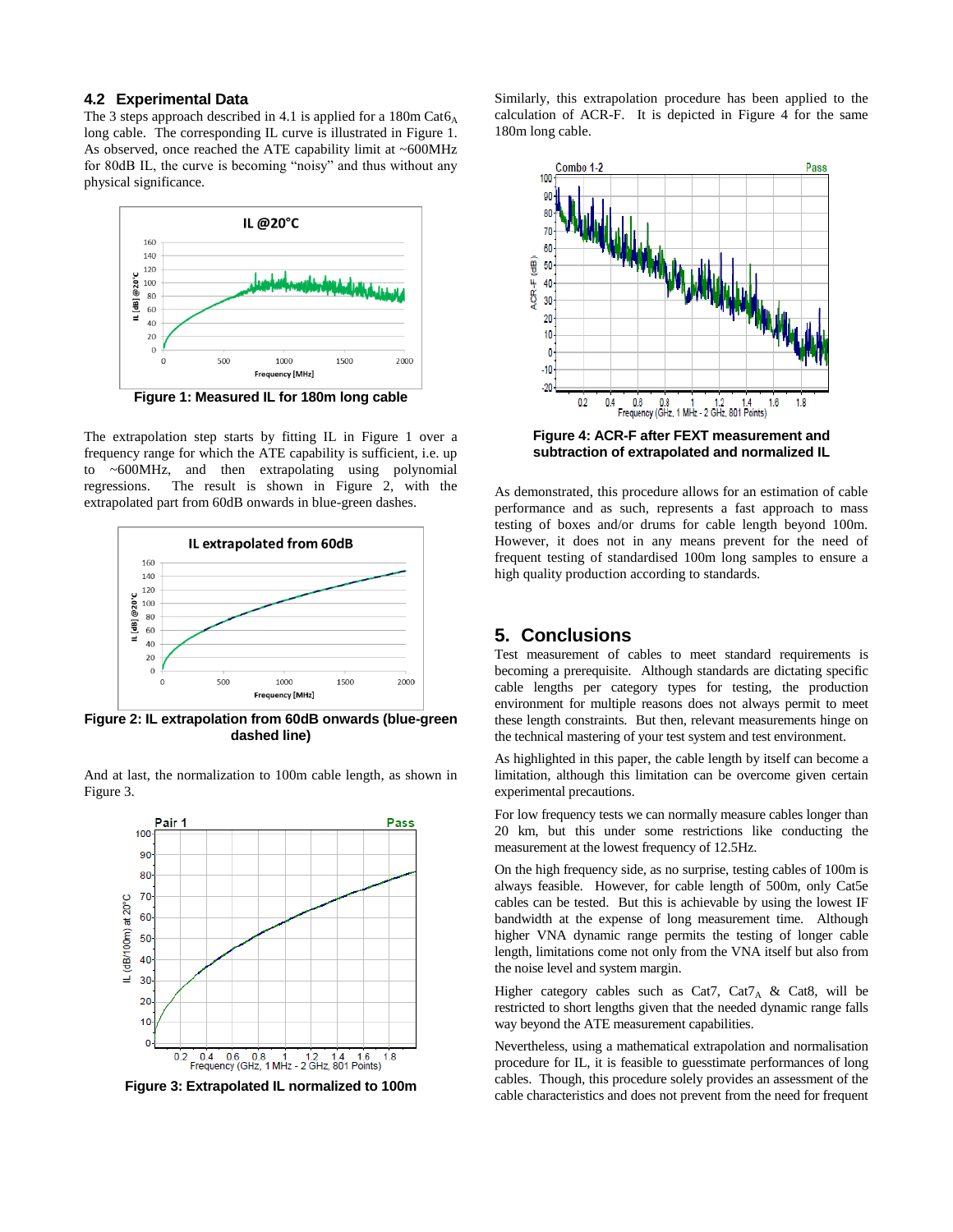### 4.2 Experimental Data

The 3 steps approach described in 4.1 is applied for a 180m Cat6$_A$ long cable. The corresponding IL curve is illustrated in Figure 1. As observed, once reached the ATE capability limit at ~600MHz for 80dB IL, the curve is becoming "noisy" and thus without any physical significance.

**Figure 1: Measured IL for 180m long cable**

The extrapolation step starts by fitting IL in Figure 1 over a frequency range for which the ATE capability is sufficient, i.e. up to ~600MHz, and then extrapolating using polynomial regressions. The result is shown in Figure 2, with the extrapolated part from 60dB onwards in blue-green dashes.

**Figure 2: IL extrapolation from 60dB onwards (blue-green dashed line)**

And at last, the normalization to 100m cable length, as shown in Figure 3.

**Figure 3: Extrapolated IL normalized to 100m**

Similarly, this extrapolation procedure has been applied to the calculation of ACR-F. It is depicted in Figure 4 for the same 180m long cable.

**Figure 4: ACR-F after FEXT measurement and subtraction of extrapolated and normalized IL**

As demonstrated, this procedure allows for an estimation of cable performance and as such, represents a fast approach to mass testing of boxes and/or drums for cable length beyond 100m. However, it does not in any means prevent for the need of frequent testing of standardised 100m long samples to ensure a high quality production according to standards.

## 5. Conclusions

Test measurement of cables to meet standard requirements is becoming a prerequisite. Although standards are dictating specific cable lengths per category types for testing, the production environment for multiple reasons does not always permit to meet these length constraints. But then, relevant measurements hinge on the technical mastering of your test system and test environment.

As highlighted in this paper, the cable length by itself can become a limitation, although this limitation can be overcome given certain experimental precautions.

For low frequency tests we can normally measure cables longer than 20 km, but this under some restrictions like conducting the measurement at the lowest frequency of 12.5Hz.

On the high frequency side, as no surprise, testing cables of 100m is always feasible. However, for cable length of 500m, only Cat5e cables can be tested. But this is achievable by using the lowest IF bandwidth at the expense of long measurement time. Although higher VNA dynamic range permits the testing of longer cable length, limitations come not only from the VNA itself but also from the noise level and system margin.

Higher category cables such as Cat7, Cat7$_A$ & Cat8, will be restricted to short lengths given that the needed dynamic range falls way beyond the ATE measurement capabilities.

Nevertheless, using a mathematical extrapolation and normalisation procedure for IL, it is feasible to guesstimate performances of long cables. Though, this procedure solely provides an assessment of the cable characteristics and does not prevent from the need for frequent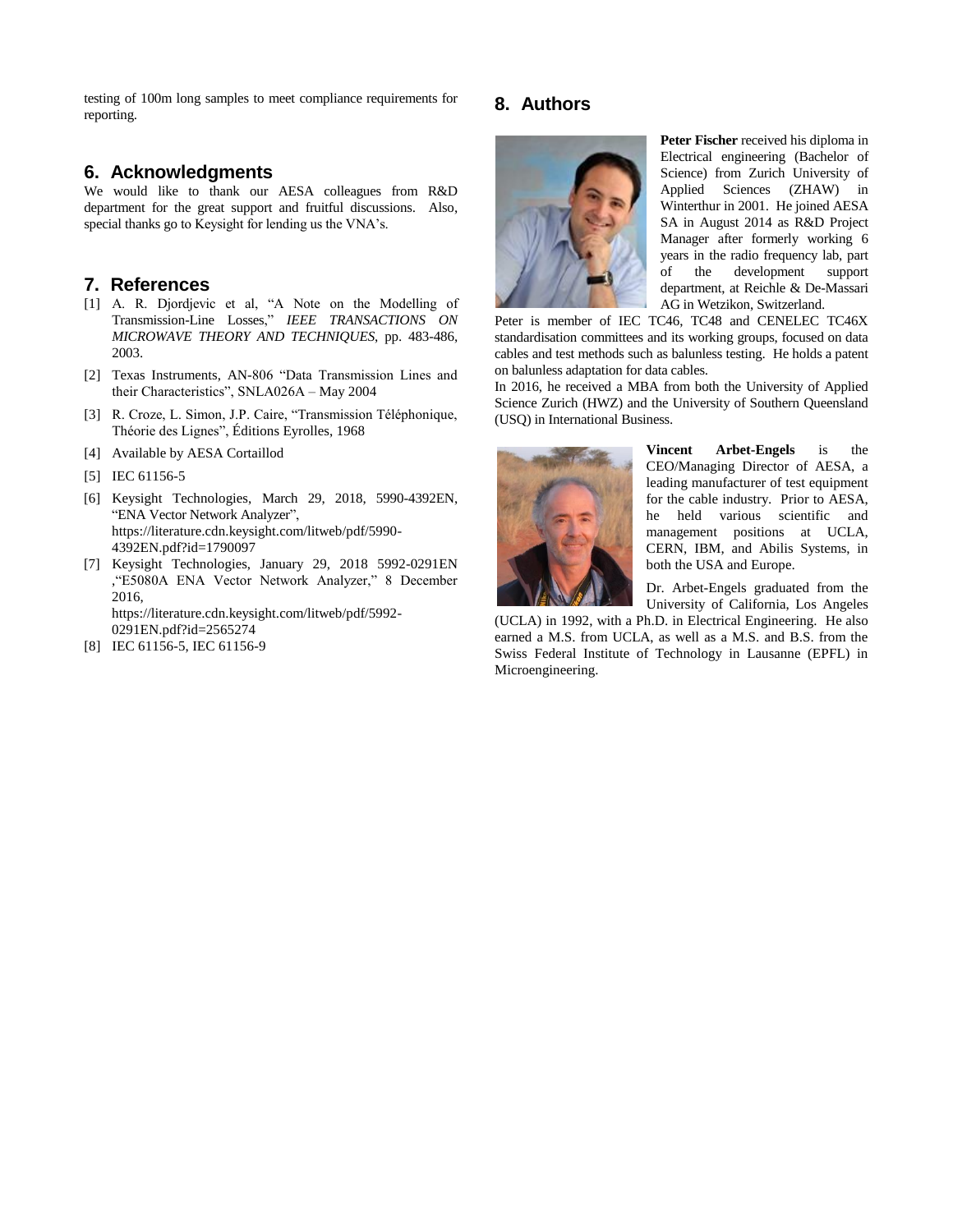testing of 100m long samples to meet compliance requirements for reporting.

## 6. Acknowledgments

We would like to thank our AESA colleagues from R&D department for the great support and fruitful discussions. Also, special thanks go to Keysight for lending us the VNA's.

## 7. References

[1] A. R. Djordjevic et al, "A Note on the Modelling of Transmission-Line Losses," *IEEE TRANSACTIONS ON MICROWAVE THEORY AND TECHNIQUES*, pp. 483-486, 2003.

[2] Texas Instruments, AN-806 "Data Transmission Lines and their Characteristics", SNLA026A – May 2004

[3] R. Croze, L. Simon, J.P. Caire, "Transmission Téléphonique, Théorie des Lignes", Éditions Eyrolles, 1968

[4] Available by AESA Cortaillod

[5] IEC 61156-5

[6] Keysight Technologies, March 29, 2018, 5990-4392EN, "ENA Vector Network Analyzer", https://literature.cdn.keysight.com/litweb/pdf/5990-4392EN.pdf?id=1790097

[7] Keysight Technologies, January 29, 2018 5992-0291EN ,"E5080A ENA Vector Network Analyzer," 8 December 2016, https://literature.cdn.keysight.com/litweb/pdf/5992-0291EN.pdf?id=2565274

[8] IEC 61156-5, IEC 61156-9

## 8. Authors

**Peter Fischer** received his diploma in Electrical engineering (Bachelor of Science) from Zurich University of Applied Sciences (ZHAW) in Winterthur in 2001. He joined AESA SA in August 2014 as R&D Project Manager after formerly working 6 years in the radio frequency lab, part of the development support department, at Reichle & De-Massari AG in Wetzikon, Switzerland.

Peter is member of IEC TC46, TC48 and CENELEC TC46X standardisation committees and its working groups, focused on data cables and test methods such as balunless testing. He holds a patent on balunless adaptation for data cables.

In 2016, he received a MBA from both the University of Applied Science Zurich (HWZ) and the University of Southern Queensland (USQ) in International Business.

**Vincent Arbet-Engels** is the CEO/Managing Director of AESA, a leading manufacturer of test equipment for the cable industry. Prior to AESA, he held various scientific and management positions at UCLA, CERN, IBM, and Abilis Systems, in both the USA and Europe.

Dr. Arbet-Engels graduated from the University of California, Los Angeles (UCLA) in 1992, with a Ph.D. in Electrical Engineering. He also earned a M.S. from UCLA, as well as a M.S. and B.S. from the Swiss Federal Institute of Technology in Lausanne (EPFL) in Microengineering.